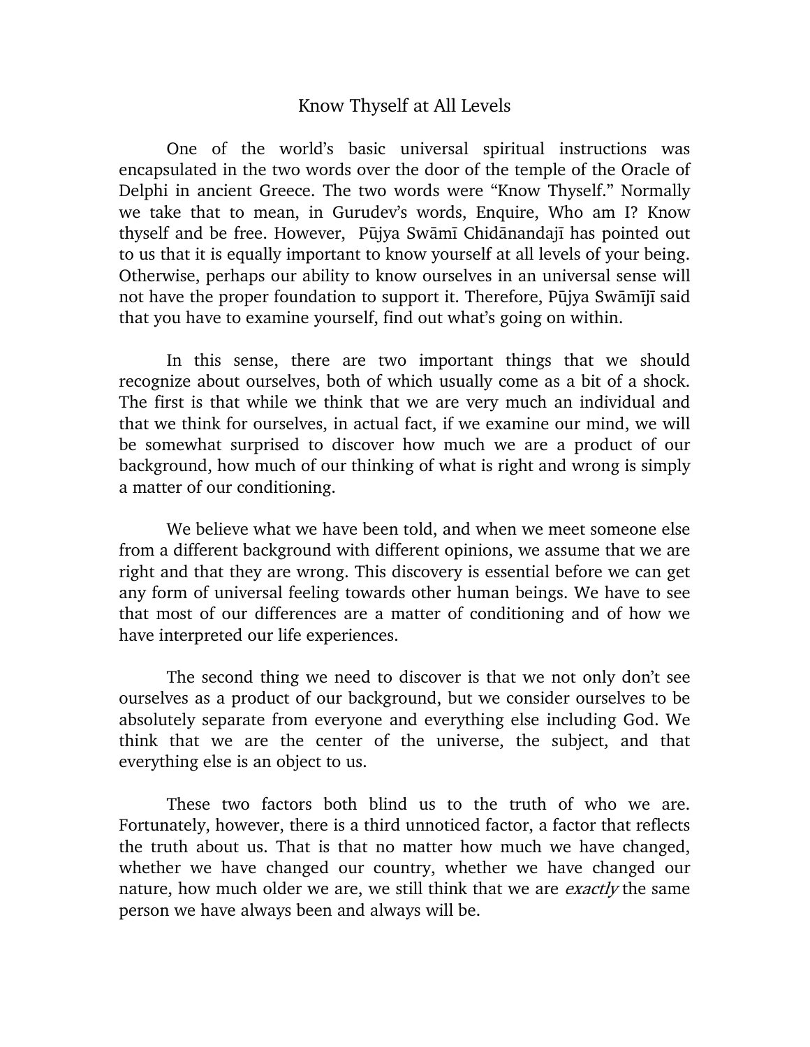# Know Thyself at All Levels

One of the world's basic universal spiritual instructions was encapsulated in the two words over the door of the temple of the Oracle of Delphi in ancient Greece. The two words were "Know Thyself." Normally we take that to mean, in Gurudev's words, Enquire, Who am I? Know thyself and be free. However, Pūjya Swāmī Chidānandajī has pointed out to us that it is equally important to know yourself at all levels of your being. Otherwise, perhaps our ability to know ourselves in an universal sense will not have the proper foundation to support it. Therefore, Pūjya Swāmījī said that you have to examine yourself, find out what's going on within.

In this sense, there are two important things that we should recognize about ourselves, both of which usually come as a bit of a shock. The first is that while we think that we are very much an individual and that we think for ourselves, in actual fact, if we examine our mind, we will be somewhat surprised to discover how much we are a product of our background, how much of our thinking of what is right and wrong is simply a matter of our conditioning.

We believe what we have been told, and when we meet someone else from a different background with different opinions, we assume that we are right and that they are wrong. This discovery is essential before we can get any form of universal feeling towards other human beings. We have to see that most of our differences are a matter of conditioning and of how we have interpreted our life experiences.

The second thing we need to discover is that we not only don't see ourselves as a product of our background, but we consider ourselves to be absolutely separate from everyone and everything else including God. We think that we are the center of the universe, the subject, and that everything else is an object to us.

These two factors both blind us to the truth of who we are. Fortunately, however, there is a third unnoticed factor, a factor that reflects the truth about us. That is that no matter how much we have changed, whether we have changed our country, whether we have changed our nature, how much older we are, we still think that we are *exactly* the same person we have always been and always will be.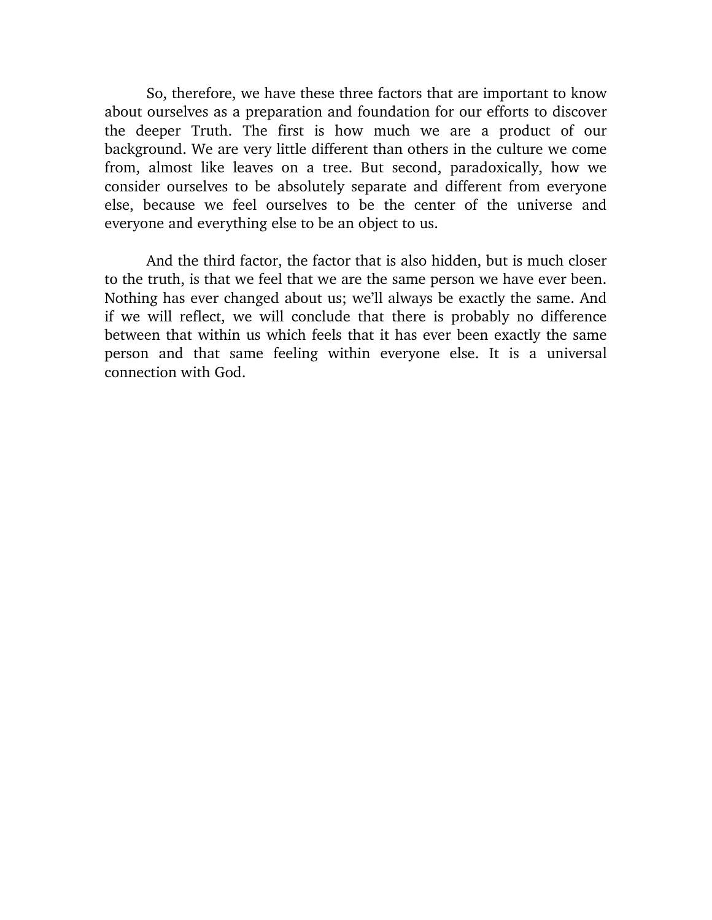So, therefore, we have these three factors that are important to know about ourselves as a preparation and foundation for our efforts to discover the deeper Truth. The first is how much we are a product of our background. We are very little different than others in the culture we come from, almost like leaves on a tree. But second, paradoxically, how we consider ourselves to be absolutely separate and different from everyone else, because we feel ourselves to be the center of the universe and everyone and everything else to be an object to us.

And the third factor, the factor that is also hidden, but is much closer to the truth, is that we feel that we are the same person we have ever been. Nothing has ever changed about us; we'll always be exactly the same. And if we will reflect, we will conclude that there is probably no difference between that within us which feels that it has ever been exactly the same person and that same feeling within everyone else. It is a universal connection with God.